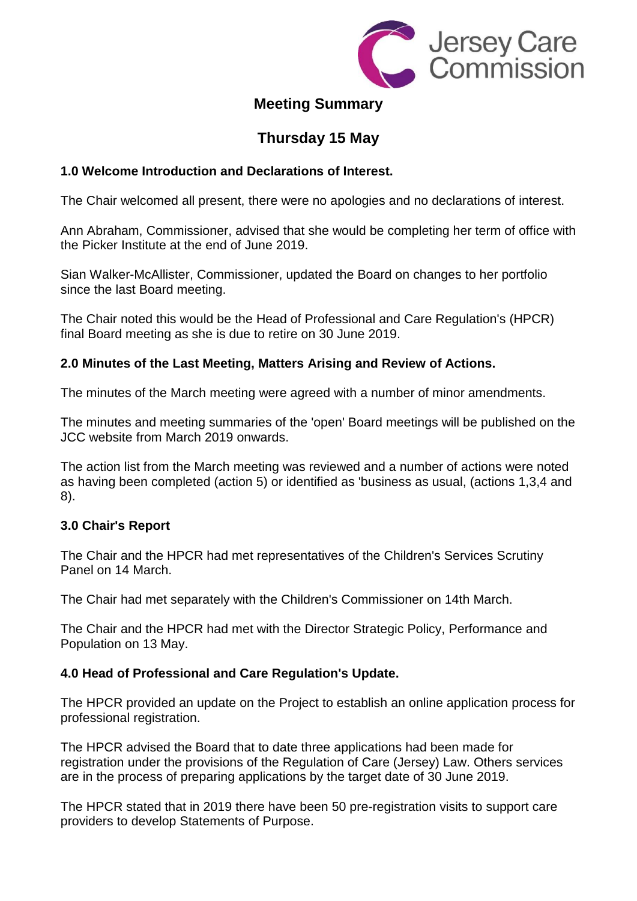Jersey Care Commission

# Meeting Summary

## Thursday 15 May

### 1.0 Welcome Introduction and Declarations of Interest.

The Chair welcomed all present, there were no apologies and no declarations of interest.

Ann Abraham, Commissioner, advised that she would be completing her term of office with the Picker Institute at the end of June 2019.

Sian Walker-McAllister, Commissioner, updated the Board on changes to her portfolio since the last Board meeting.

The Chair noted this would be the Head of Professional and Care Regulation's (HPCR) final Board meeting as she is due to retire on 30 June 2019.

### 2.0 Minutes of the Last Meeting, Matters Arising and Review of Actions.

The minutes of the March meeting were agreed with a number of minor amendments.

The minutes and meeting summaries of the 'open' Board meetings will be published on the JCC website from March 2019 onwards.

The action list from the March meeting was reviewed and a number of actions were noted as having been completed (action 5) or identified as 'business as usual, (actions 1,3,4 and 8).

### 3.0 Chair's Report

The Chair and the HPCR had met representatives of the Children's Services Scrutiny Panel on 14 March.

The Chair had met separately with the Children's Commissioner on 14th March.

The Chair and the HPCR had met with the Director Strategic Policy, Performance and Population on 13 May.

### 4.0 Head of Professional and Care Regulation's Update.

The HPCR provided an update on the Project to establish an online application process for professional registration.

The HPCR advised the Board that to date three applications had been made for registration under the provisions of the Regulation of Care (Jersey) Law. Others services are in the process of preparing applications by the target date of 30 June 2019.

The HPCR stated that in 2019 there have been 50 pre-registration visits to support care providers to develop Statements of Purpose.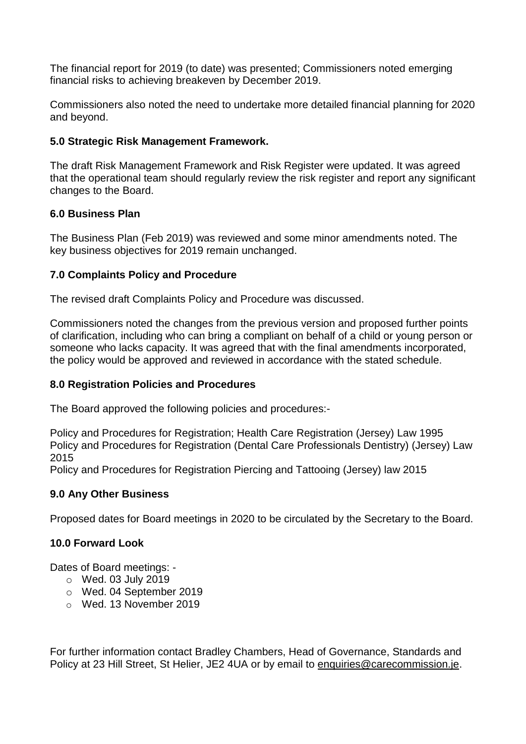The financial report for 2019 (to date) was presented; Commissioners noted emerging financial risks to achieving breakeven by December 2019.

Commissioners also noted the need to undertake more detailed financial planning for 2020 and beyond.

**5.0 Strategic Risk Management Framework.**

The draft Risk Management Framework and Risk Register were updated. It was agreed that the operational team should regularly review the risk register and report any significant changes to the Board.

**6.0 Business Plan**

The Business Plan (Feb 2019) was reviewed and some minor amendments noted. The key business objectives for 2019 remain unchanged.

**7.0 Complaints Policy and Procedure**

The revised draft Complaints Policy and Procedure was discussed.

Commissioners noted the changes from the previous version and proposed further points of clarification, including who can bring a compliant on behalf of a child or young person or someone who lacks capacity. It was agreed that with the final amendments incorporated, the policy would be approved and reviewed in accordance with the stated schedule.

**8.0 Registration Policies and Procedures**

The Board approved the following policies and procedures:-

Policy and Procedures for Registration; Health Care Registration (Jersey) Law 1995
Policy and Procedures for Registration (Dental Care Professionals Dentistry) (Jersey) Law 2015
Policy and Procedures for Registration Piercing and Tattooing (Jersey) law 2015

**9.0 Any Other Business**

Proposed dates for Board meetings in 2020 to be circulated by the Secretary to the Board.

**10.0 Forward Look**

Dates of Board meetings: -

- Wed. 03 July 2019
- Wed. 04 September 2019
- Wed. 13 November 2019

For further information contact Bradley Chambers, Head of Governance, Standards and Policy at 23 Hill Street, St Helier, JE2 4UA or by email to enquiries@carecommission.je.